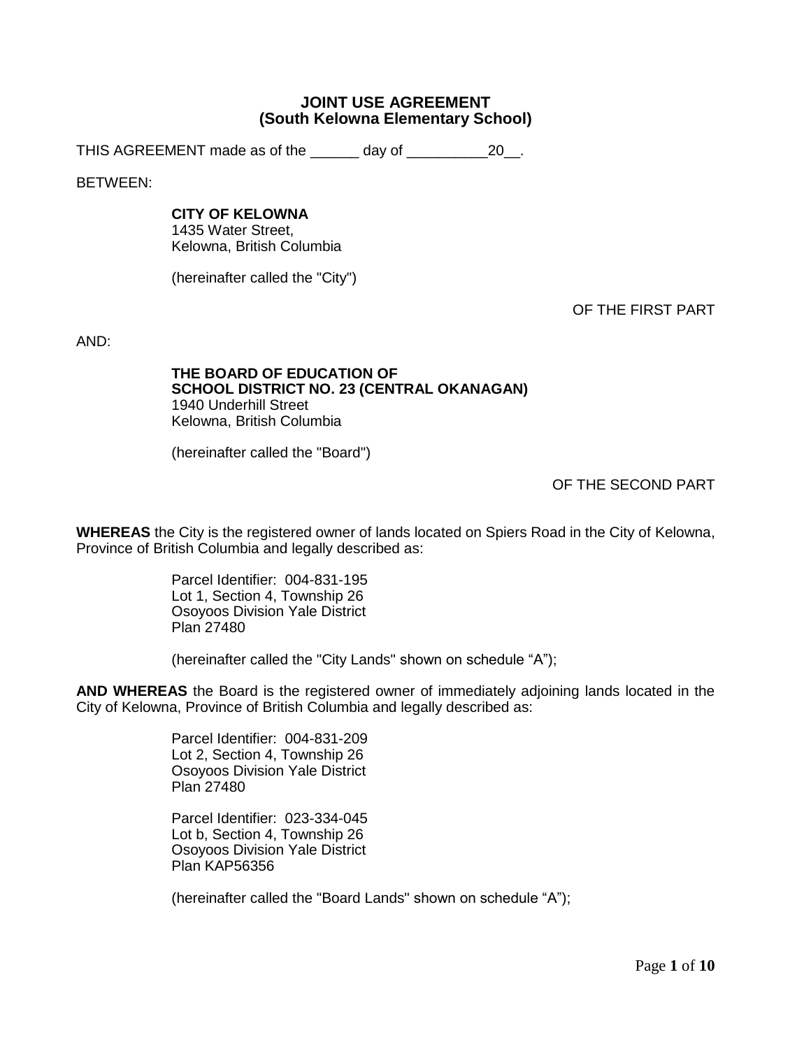# JOINT USE AGREEMENT
## (South Kelowna Elementary School)

THIS AGREEMENT made as of the ______ day of __________20__.

BETWEEN:

**CITY OF KELOWNA**
1435 Water Street,
Kelowna, British Columbia

(hereinafter called the "City")

OF THE FIRST PART

AND:

**THE BOARD OF EDUCATION OF**
**SCHOOL DISTRICT NO. 23 (CENTRAL OKANAGAN)**
1940 Underhill Street
Kelowna, British Columbia

(hereinafter called the "Board")

OF THE SECOND PART

**WHEREAS** the City is the registered owner of lands located on Spiers Road in the City of Kelowna, Province of British Columbia and legally described as:

Parcel Identifier: 004-831-195
Lot 1, Section 4, Township 26
Osoyoos Division Yale District
Plan 27480

(hereinafter called the "City Lands" shown on schedule "A");

**AND WHEREAS** the Board is the registered owner of immediately adjoining lands located in the City of Kelowna, Province of British Columbia and legally described as:

Parcel Identifier: 004-831-209
Lot 2, Section 4, Township 26
Osoyoos Division Yale District
Plan 27480

Parcel Identifier: 023-334-045
Lot b, Section 4, Township 26
Osoyoos Division Yale District
Plan KAP56356

(hereinafter called the "Board Lands" shown on schedule "A");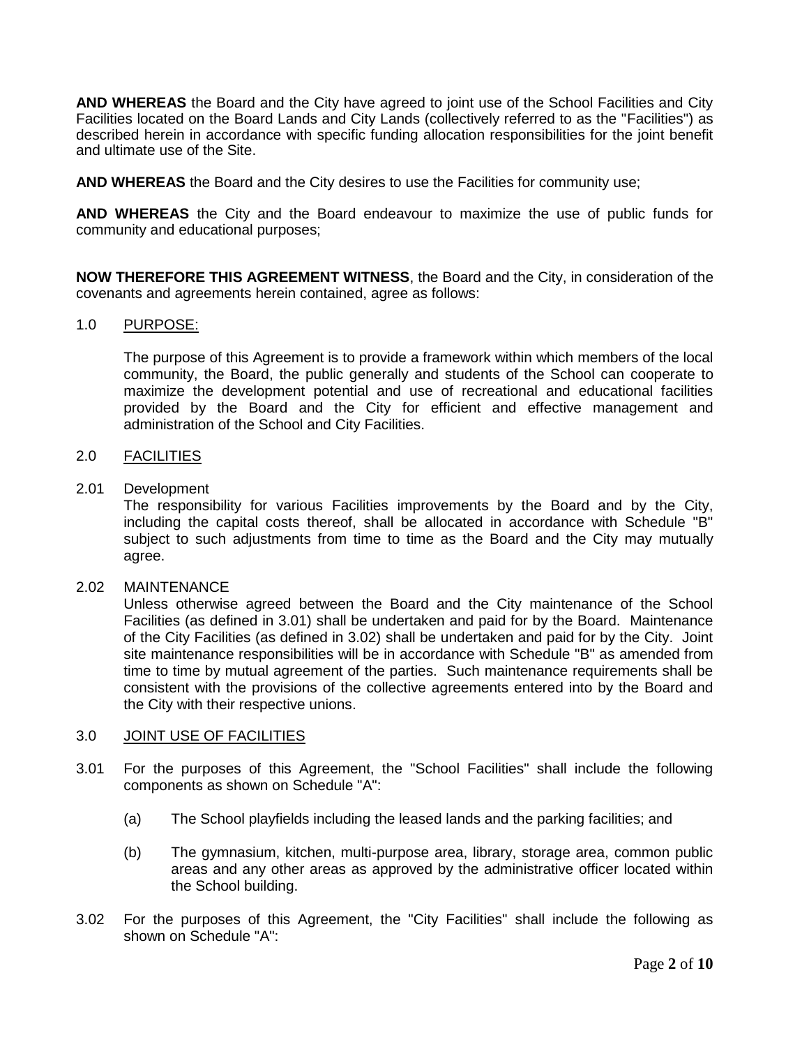**AND WHEREAS** the Board and the City have agreed to joint use of the School Facilities and City Facilities located on the Board Lands and City Lands (collectively referred to as the "Facilities") as described herein in accordance with specific funding allocation responsibilities for the joint benefit and ultimate use of the Site.

**AND WHEREAS** the Board and the City desires to use the Facilities for community use;

**AND WHEREAS** the City and the Board endeavour to maximize the use of public funds for community and educational purposes;

**NOW THEREFORE THIS AGREEMENT WITNESS**, the Board and the City, in consideration of the covenants and agreements herein contained, agree as follows:

1.0 PURPOSE:

The purpose of this Agreement is to provide a framework within which members of the local community, the Board, the public generally and students of the School can cooperate to maximize the development potential and use of recreational and educational facilities provided by the Board and the City for efficient and effective management and administration of the School and City Facilities.

2.0 FACILITIES

2.01 Development

The responsibility for various Facilities improvements by the Board and by the City, including the capital costs thereof, shall be allocated in accordance with Schedule "B" subject to such adjustments from time to time as the Board and the City may mutually agree.

2.02 MAINTENANCE

Unless otherwise agreed between the Board and the City maintenance of the School Facilities (as defined in 3.01) shall be undertaken and paid for by the Board. Maintenance of the City Facilities (as defined in 3.02) shall be undertaken and paid for by the City. Joint site maintenance responsibilities will be in accordance with Schedule "B" as amended from time to time by mutual agreement of the parties. Such maintenance requirements shall be consistent with the provisions of the collective agreements entered into by the Board and the City with their respective unions.

3.0 JOINT USE OF FACILITIES

3.01 For the purposes of this Agreement, the "School Facilities" shall include the following components as shown on Schedule "A":

(a) The School playfields including the leased lands and the parking facilities; and

(b) The gymnasium, kitchen, multi-purpose area, library, storage area, common public areas and any other areas as approved by the administrative officer located within the School building.

3.02 For the purposes of this Agreement, the "City Facilities" shall include the following as shown on Schedule "A":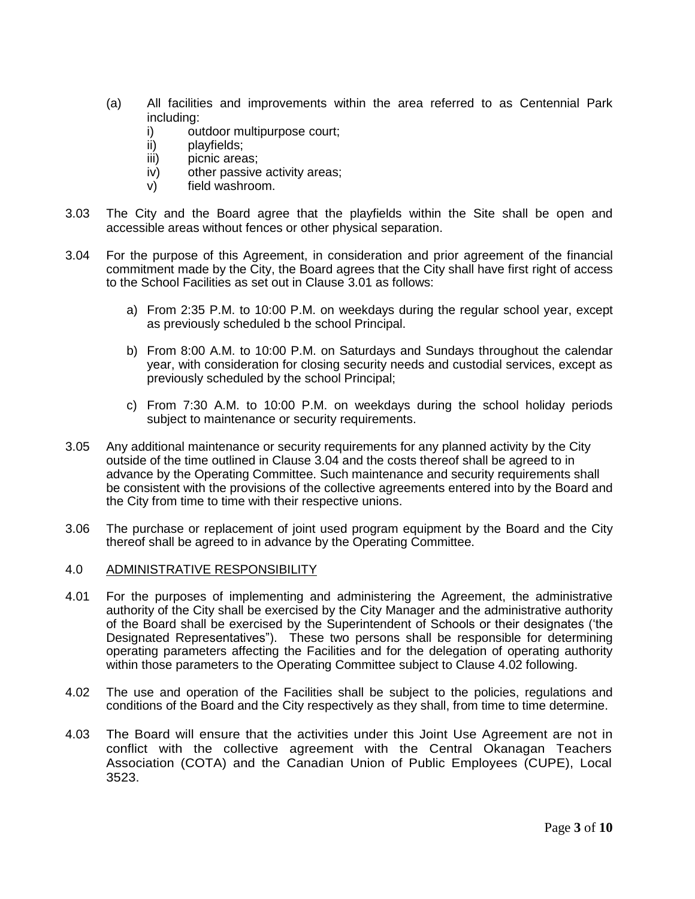(a) All facilities and improvements within the area referred to as Centennial Park including:
   i) outdoor multipurpose court;
   ii) playfields;
   iii) picnic areas;
   iv) other passive activity areas;
   v) field washroom.

3.03 The City and the Board agree that the playfields within the Site shall be open and accessible areas without fences or other physical separation.

3.04 For the purpose of this Agreement, in consideration and prior agreement of the financial commitment made by the City, the Board agrees that the City shall have first right of access to the School Facilities as set out in Clause 3.01 as follows:

   a) From 2:35 P.M. to 10:00 P.M. on weekdays during the regular school year, except as previously scheduled b the school Principal.

   b) From 8:00 A.M. to 10:00 P.M. on Saturdays and Sundays throughout the calendar year, with consideration for closing security needs and custodial services, except as previously scheduled by the school Principal;

   c) From 7:30 A.M. to 10:00 P.M. on weekdays during the school holiday periods subject to maintenance or security requirements.

3.05 Any additional maintenance or security requirements for any planned activity by the City outside of the time outlined in Clause 3.04 and the costs thereof shall be agreed to in advance by the Operating Committee. Such maintenance and security requirements shall be consistent with the provisions of the collective agreements entered into by the Board and the City from time to time with their respective unions.

3.06 The purchase or replacement of joint used program equipment by the Board and the City thereof shall be agreed to in advance by the Operating Committee.

## 4.0 ADMINISTRATIVE RESPONSIBILITY

4.01 For the purposes of implementing and administering the Agreement, the administrative authority of the City shall be exercised by the City Manager and the administrative authority of the Board shall be exercised by the Superintendent of Schools or their designates ('the Designated Representatives"). These two persons shall be responsible for determining operating parameters affecting the Facilities and for the delegation of operating authority within those parameters to the Operating Committee subject to Clause 4.02 following.

4.02 The use and operation of the Facilities shall be subject to the policies, regulations and conditions of the Board and the City respectively as they shall, from time to time determine.

4.03 The Board will ensure that the activities under this Joint Use Agreement are not in conflict with the collective agreement with the Central Okanagan Teachers Association (COTA) and the Canadian Union of Public Employees (CUPE), Local 3523.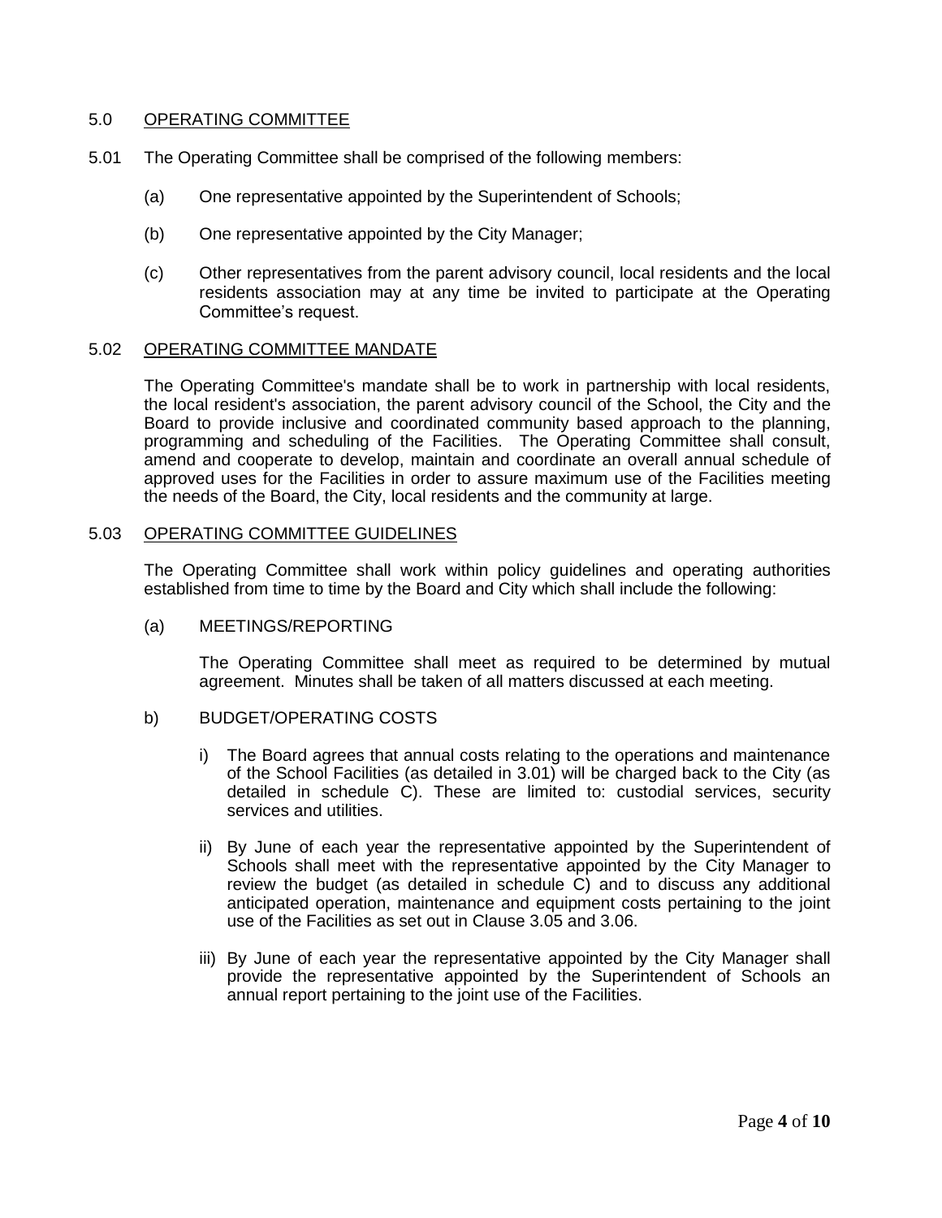## 5.0 OPERATING COMMITTEE

5.01 The Operating Committee shall be comprised of the following members:

(a) One representative appointed by the Superintendent of Schools;

(b) One representative appointed by the City Manager;

(c) Other representatives from the parent advisory council, local residents and the local residents association may at any time be invited to participate at the Operating Committee's request.

### 5.02 OPERATING COMMITTEE MANDATE

The Operating Committee's mandate shall be to work in partnership with local residents, the local resident's association, the parent advisory council of the School, the City and the Board to provide inclusive and coordinated community based approach to the planning, programming and scheduling of the Facilities. The Operating Committee shall consult, amend and cooperate to develop, maintain and coordinate an overall annual schedule of approved uses for the Facilities in order to assure maximum use of the Facilities meeting the needs of the Board, the City, local residents and the community at large.

### 5.03 OPERATING COMMITTEE GUIDELINES

The Operating Committee shall work within policy guidelines and operating authorities established from time to time by the Board and City which shall include the following:

(a) MEETINGS/REPORTING

The Operating Committee shall meet as required to be determined by mutual agreement. Minutes shall be taken of all matters discussed at each meeting.

b) BUDGET/OPERATING COSTS

i) The Board agrees that annual costs relating to the operations and maintenance of the School Facilities (as detailed in 3.01) will be charged back to the City (as detailed in schedule C). These are limited to: custodial services, security services and utilities.

ii) By June of each year the representative appointed by the Superintendent of Schools shall meet with the representative appointed by the City Manager to review the budget (as detailed in schedule C) and to discuss any additional anticipated operation, maintenance and equipment costs pertaining to the joint use of the Facilities as set out in Clause 3.05 and 3.06.

iii) By June of each year the representative appointed by the City Manager shall provide the representative appointed by the Superintendent of Schools an annual report pertaining to the joint use of the Facilities.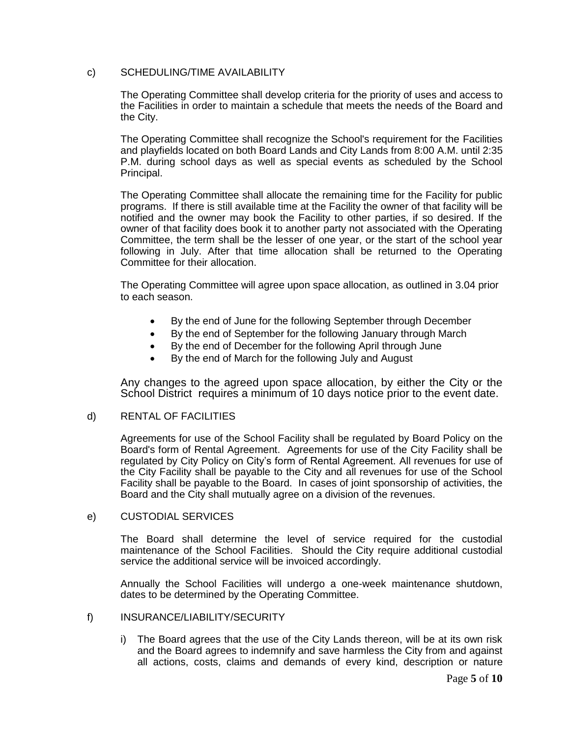c) SCHEDULING/TIME AVAILABILITY

The Operating Committee shall develop criteria for the priority of uses and access to the Facilities in order to maintain a schedule that meets the needs of the Board and the City.

The Operating Committee shall recognize the School's requirement for the Facilities and playfields located on both Board Lands and City Lands from 8:00 A.M. until 2:35 P.M. during school days as well as special events as scheduled by the School Principal.

The Operating Committee shall allocate the remaining time for the Facility for public programs. If there is still available time at the Facility the owner of that facility will be notified and the owner may book the Facility to other parties, if so desired. If the owner of that facility does book it to another party not associated with the Operating Committee, the term shall be the lesser of one year, or the start of the school year following in July. After that time allocation shall be returned to the Operating Committee for their allocation.

The Operating Committee will agree upon space allocation, as outlined in 3.04 prior to each season.

- By the end of June for the following September through December
- By the end of September for the following January through March
- By the end of December for the following April through June
- By the end of March for the following July and August

Any changes to the agreed upon space allocation, by either the City or the School District requires a minimum of 10 days notice prior to the event date.

d) RENTAL OF FACILITIES

Agreements for use of the School Facility shall be regulated by Board Policy on the Board's form of Rental Agreement. Agreements for use of the City Facility shall be regulated by City Policy on City's form of Rental Agreement. All revenues for use of the City Facility shall be payable to the City and all revenues for use of the School Facility shall be payable to the Board. In cases of joint sponsorship of activities, the Board and the City shall mutually agree on a division of the revenues.

e) CUSTODIAL SERVICES

The Board shall determine the level of service required for the custodial maintenance of the School Facilities. Should the City require additional custodial service the additional service will be invoiced accordingly.

Annually the School Facilities will undergo a one-week maintenance shutdown, dates to be determined by the Operating Committee.

f) INSURANCE/LIABILITY/SECURITY

i) The Board agrees that the use of the City Lands thereon, will be at its own risk and the Board agrees to indemnify and save harmless the City from and against all actions, costs, claims and demands of every kind, description or nature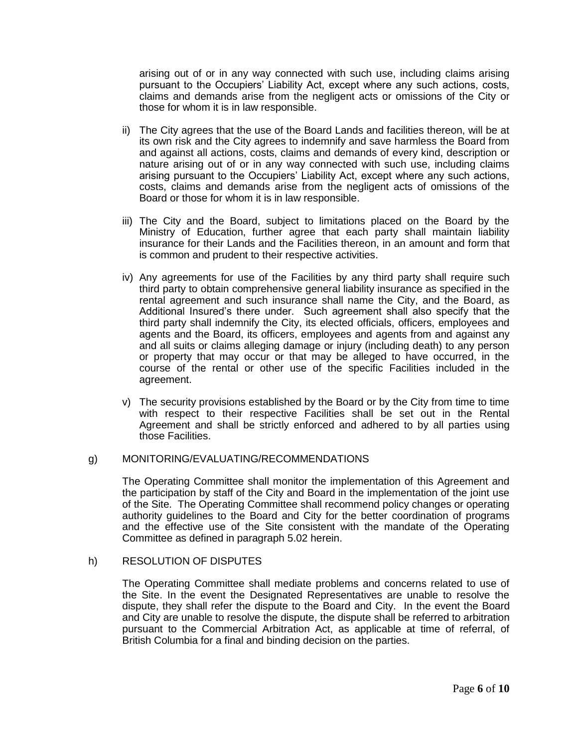arising out of or in any way connected with such use, including claims arising pursuant to the Occupiers' Liability Act, except where any such actions, costs, claims and demands arise from the negligent acts or omissions of the City or those for whom it is in law responsible.

ii) The City agrees that the use of the Board Lands and facilities thereon, will be at its own risk and the City agrees to indemnify and save harmless the Board from and against all actions, costs, claims and demands of every kind, description or nature arising out of or in any way connected with such use, including claims arising pursuant to the Occupiers' Liability Act, except where any such actions, costs, claims and demands arise from the negligent acts of omissions of the Board or those for whom it is in law responsible.

iii) The City and the Board, subject to limitations placed on the Board by the Ministry of Education, further agree that each party shall maintain liability insurance for their Lands and the Facilities thereon, in an amount and form that is common and prudent to their respective activities.

iv) Any agreements for use of the Facilities by any third party shall require such third party to obtain comprehensive general liability insurance as specified in the rental agreement and such insurance shall name the City, and the Board, as Additional Insured's there under. Such agreement shall also specify that the third party shall indemnify the City, its elected officials, officers, employees and agents and the Board, its officers, employees and agents from and against any and all suits or claims alleging damage or injury (including death) to any person or property that may occur or that may be alleged to have occurred, in the course of the rental or other use of the specific Facilities included in the agreement.

v) The security provisions established by the Board or by the City from time to time with respect to their respective Facilities shall be set out in the Rental Agreement and shall be strictly enforced and adhered to by all parties using those Facilities.

g) MONITORING/EVALUATING/RECOMMENDATIONS

The Operating Committee shall monitor the implementation of this Agreement and the participation by staff of the City and Board in the implementation of the joint use of the Site. The Operating Committee shall recommend policy changes or operating authority guidelines to the Board and City for the better coordination of programs and the effective use of the Site consistent with the mandate of the Operating Committee as defined in paragraph 5.02 herein.

h) RESOLUTION OF DISPUTES

The Operating Committee shall mediate problems and concerns related to use of the Site. In the event the Designated Representatives are unable to resolve the dispute, they shall refer the dispute to the Board and City. In the event the Board and City are unable to resolve the dispute, the dispute shall be referred to arbitration pursuant to the Commercial Arbitration Act, as applicable at time of referral, of British Columbia for a final and binding decision on the parties.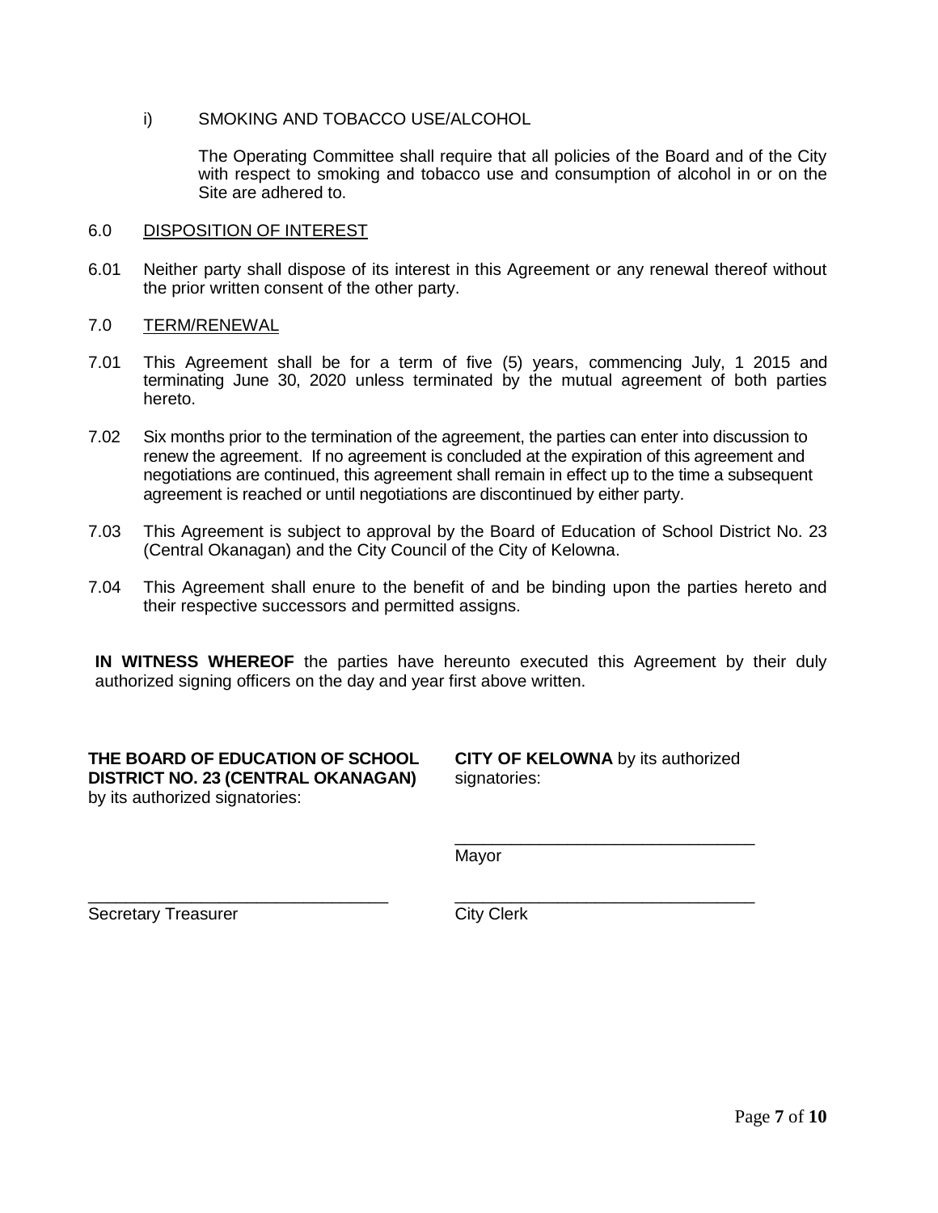i) SMOKING AND TOBACCO USE/ALCOHOL

The Operating Committee shall require that all policies of the Board and of the City with respect to smoking and tobacco use and consumption of alcohol in or on the Site are adhered to.

## 6.0 DISPOSITION OF INTEREST

6.01 Neither party shall dispose of its interest in this Agreement or any renewal thereof without the prior written consent of the other party.

## 7.0 TERM/RENEWAL

7.01 This Agreement shall be for a term of five (5) years, commencing July, 1 2015 and terminating June 30, 2020 unless terminated by the mutual agreement of both parties hereto.

7.02 Six months prior to the termination of the agreement, the parties can enter into discussion to renew the agreement. If no agreement is concluded at the expiration of this agreement and negotiations are continued, this agreement shall remain in effect up to the time a subsequent agreement is reached or until negotiations are discontinued by either party.

7.03 This Agreement is subject to approval by the Board of Education of School District No. 23 (Central Okanagan) and the City Council of the City of Kelowna.

7.04 This Agreement shall enure to the benefit of and be binding upon the parties hereto and their respective successors and permitted assigns.

**IN WITNESS WHEREOF** the parties have hereunto executed this Agreement by their duly authorized signing officers on the day and year first above written.

**THE BOARD OF EDUCATION OF SCHOOL DISTRICT NO. 23 (CENTRAL OKANAGAN)** by its authorized signatories:

________________________________
Secretary Treasurer

**CITY OF KELOWNA** by its authorized signatories:

________________________________
Mayor

________________________________
City Clerk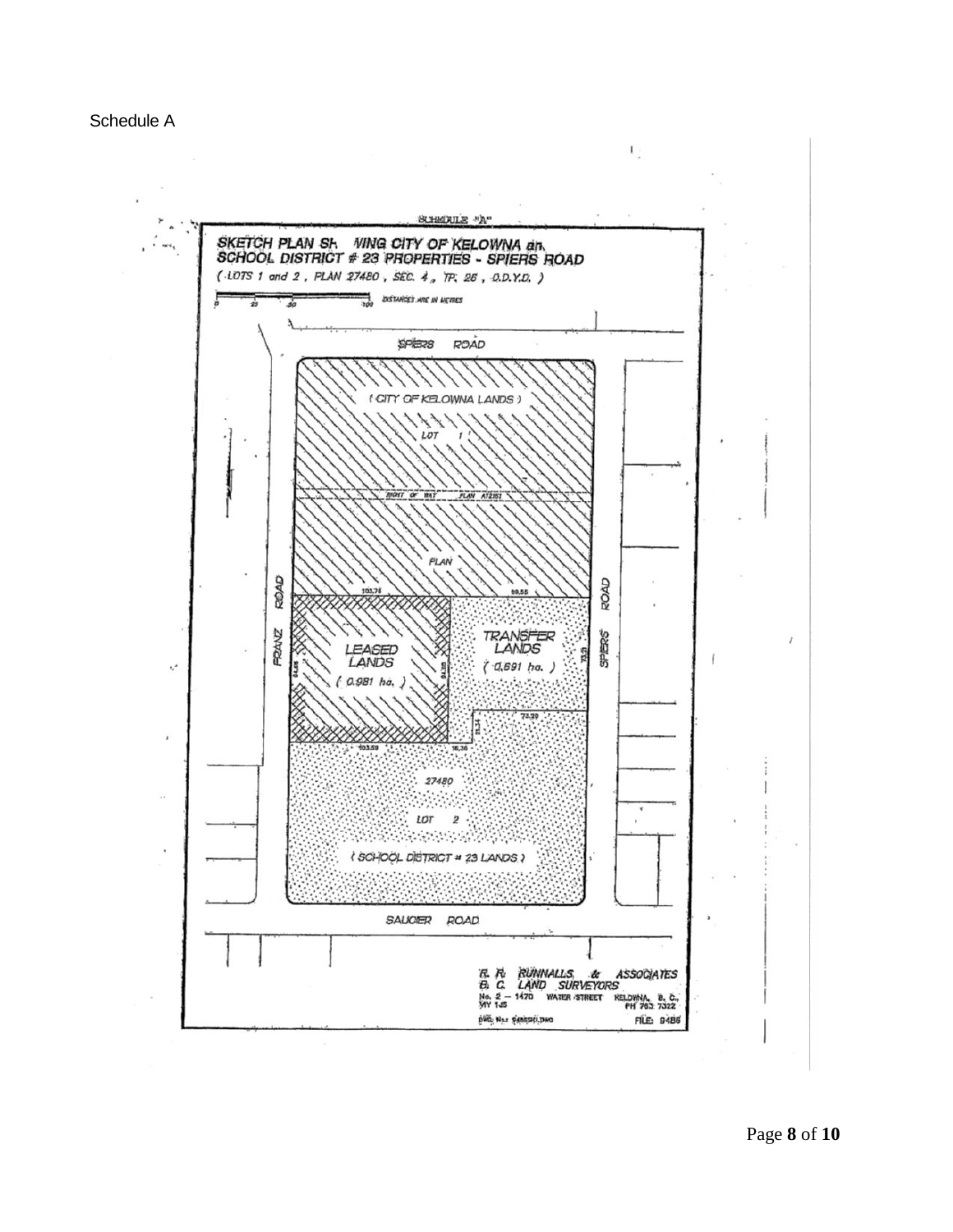Schedule A

SCHEDULE "A"

SKETCH PLAN SHOWING CITY OF KELOWNA and SCHOOL DISTRICT # 23 PROPERTIES - SPIERS ROAD

( LOTS 1 and 2 , PLAN 27480 , SEC. 4 , TP. 26 , O.D.Y.D. )

DISTANCES ARE IN METRES

SPIERS ROAD

( CITY OF KELOWNA LANDS )

LOT 1

RIGHT OF WAY PLAN A72161

PLAN

103.74

99.55

FRANZ ROAD

LEASED LANDS

( 0.981 ha. )

TRANSFER LANDS

( 0.691 ha. )

SPIERS ROAD

73.21

73.39

103.59

16.36

27480

LOT 2

( SCHOOL DISTRICT # 23 LANDS )

SAUCIER ROAD

R. R. RUNNALLS & ASSOCIATES
B. C. LAND SURVEYORS
No. 2 – 1470 WATER STREET KELOWNA, B. C.
V1Y 1J5 PH 763 7322

DWG. No.: SABSPI.DWG

FILE: 9486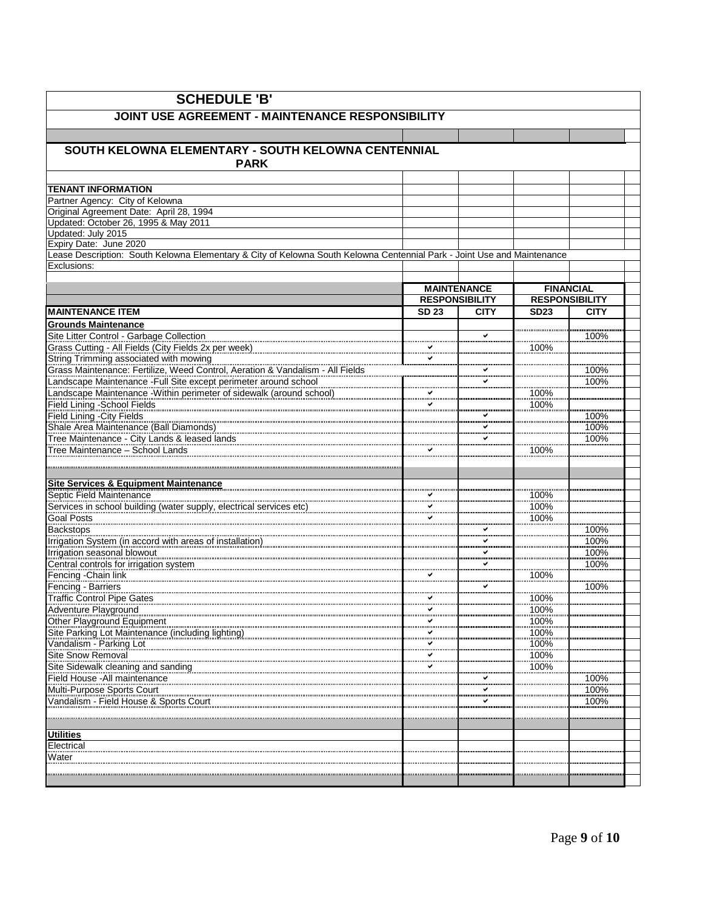# SCHEDULE 'B'

## JOINT USE AGREEMENT - MAINTENANCE RESPONSIBILITY

## SOUTH KELOWNA ELEMENTARY - SOUTH KELOWNA CENTENNIAL PARK

**TENANT INFORMATION**

Partner Agency: City of Kelowna
Original Agreement Date: April 28, 1994
Updated: October 26, 1995 & May 2011
Updated: July 2015
Expiry Date: June 2020
Lease Description: South Kelowna Elementary & City of Kelowna South Kelowna Centennial Park - Joint Use and Maintenance
Exclusions:

| | MAINTENANCE RESPONSIBILITY | | FINANCIAL RESPONSIBILITY | |
|---|---|---|---|---|
| **MAINTENANCE ITEM** | **SD 23** | **CITY** | **SD23** | **CITY** |
| **Grounds Maintenance** | | | | |
| Site Litter Control - Garbage Collection | | ✔ | | 100% |
| Grass Cutting - All Fields (City Fields 2x per week) | ✔ | | 100% | |
| String Trimming associated with mowing | ✔ | | | |
| Grass Maintenance: Fertilize, Weed Control, Aeration & Vandalism - All Fields | | ✔ | | 100% |
| Landscape Maintenance -Full Site except perimeter around school | | ✔ | | 100% |
| Landscape Maintenance -Within perimeter of sidewalk (around school) | ✔ | | 100% | |
| Field Lining -School Fields | ✔ | | 100% | |
| Field Lining -City Fields | | ✔ | | 100% |
| Shale Area Maintenance (Ball Diamonds) | | ✔ | | 100% |
| Tree Maintenance - City Lands & leased lands | | ✔ | | 100% |
| Tree Maintenance – School Lands | ✔ | | 100% | |
| | | | | |
| **Site Services & Equipment Maintenance** | | | | |
| Septic Field Maintenance | ✔ | | 100% | |
| Services in school building (water supply, electrical services etc) | ✔ | | 100% | |
| Goal Posts | ✔ | | 100% | |
| Backstops | | ✔ | | 100% |
| Irrigation System (in accord with areas of installation) | | ✔ | | 100% |
| Irrigation seasonal blowout | | ✔ | | 100% |
| Central controls for irrigation system | | ✔ | | 100% |
| Fencing -Chain link | ✔ | | 100% | |
| Fencing - Barriers | | ✔ | | 100% |
| Traffic Control Pipe Gates | ✔ | | 100% | |
| Adventure Playground | ✔ | | 100% | |
| Other Playground Equipment | ✔ | | 100% | |
| Site Parking Lot Maintenance (including lighting) | ✔ | | 100% | |
| Vandalism - Parking Lot | ✔ | | 100% | |
| Site Snow Removal | ✔ | | 100% | |
| Site Sidewalk cleaning and sanding | ✔ | | 100% | |
| Field House -All maintenance | | ✔ | | 100% |
| Multi-Purpose Sports Court | | ✔ | | 100% |
| Vandalism - Field House & Sports Court | | ✔ | | 100% |
| | | | | |
| **Utilities** | | | | |
| Electrical | | | | |
| Water | | | | |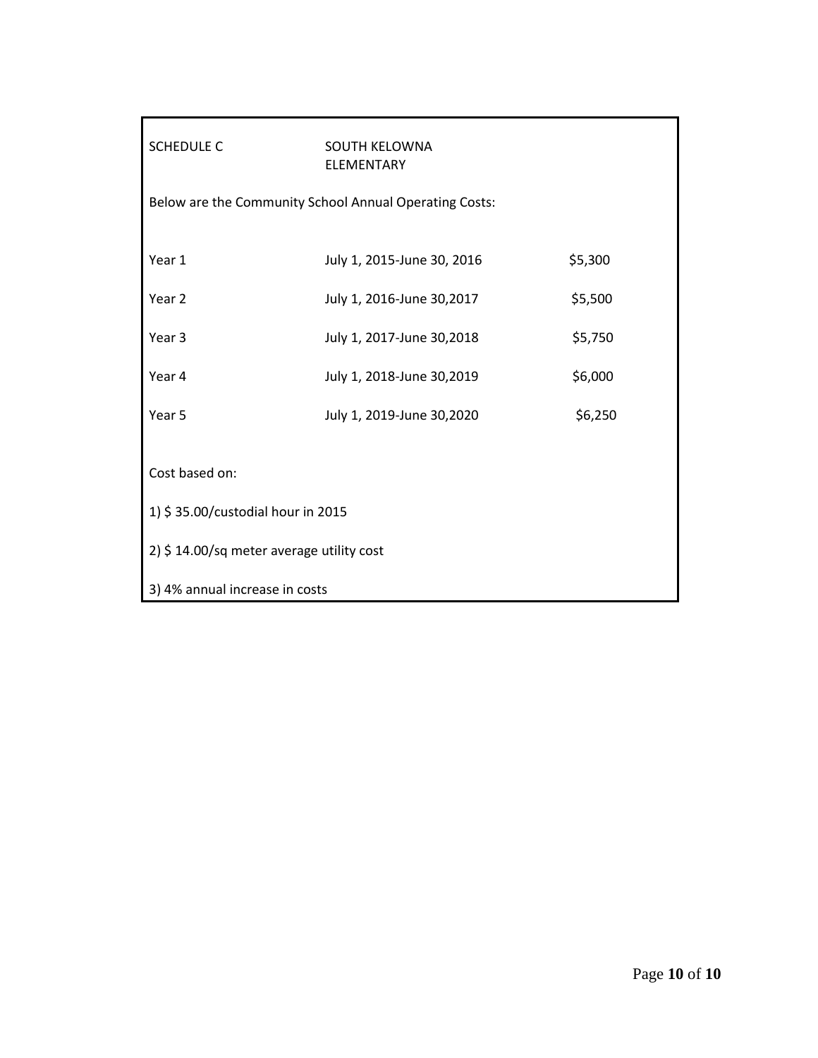SCHEDULE C SOUTH KELOWNA ELEMENTARY

Below are the Community School Annual Operating Costs:

| | | |
|---|---|---|
| Year 1 | July 1, 2015-June 30, 2016 | $5,300 |
| Year 2 | July 1, 2016-June 30,2017 | $5,500 |
| Year 3 | July 1, 2017-June 30,2018 | $5,750 |
| Year 4 | July 1, 2018-June 30,2019 | $6,000 |
| Year 5 | July 1, 2019-June 30,2020 | $6,250 |

Cost based on:

1) $ 35.00/custodial hour in 2015

2) $ 14.00/sq meter average utility cost

3) 4% annual increase in costs